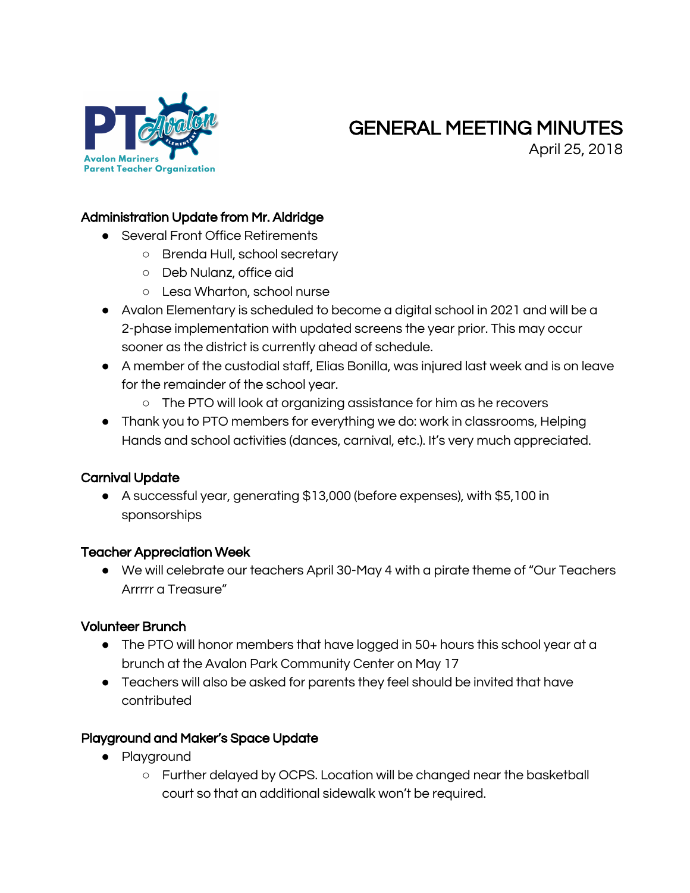# GENERAL MEETING MINUTES

April 25, 2018

### Administration Update from Mr. Aldridge

- Several Front Office Retirements
  - Brenda Hull, school secretary
  - Deb Nulanz, office aid
  - Lesa Wharton, school nurse
- Avalon Elementary is scheduled to become a digital school in 2021 and will be a 2-phase implementation with updated screens the year prior. This may occur sooner as the district is currently ahead of schedule.
- A member of the custodial staff, Elias Bonilla, was injured last week and is on leave for the remainder of the school year.
  - The PTO will look at organizing assistance for him as he recovers
- Thank you to PTO members for everything we do: work in classrooms, Helping Hands and school activities (dances, carnival, etc.). It's very much appreciated.

### Carnival Update

- A successful year, generating $13,000 (before expenses), with $5,100 in sponsorships

### Teacher Appreciation Week

- We will celebrate our teachers April 30-May 4 with a pirate theme of "Our Teachers Arrrrr a Treasure"

### Volunteer Brunch

- The PTO will honor members that have logged in 50+ hours this school year at a brunch at the Avalon Park Community Center on May 17
- Teachers will also be asked for parents they feel should be invited that have contributed

### Playground and Maker's Space Update

- Playground
  - Further delayed by OCPS. Location will be changed near the basketball court so that an additional sidewalk won't be required.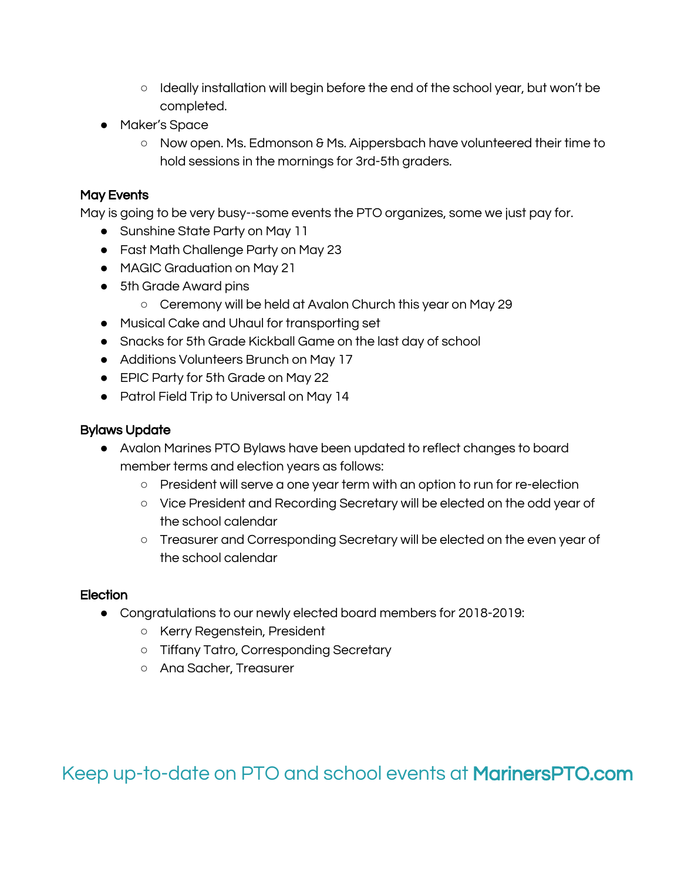- Ideally installation will begin before the end of the school year, but won't be completed.
- Maker's Space
    - Now open. Ms. Edmonson & Ms. Aippersbach have volunteered their time to hold sessions in the mornings for 3rd-5th graders.

**May Events**

May is going to be very busy--some events the PTO organizes, some we just pay for.

- Sunshine State Party on May 11
- Fast Math Challenge Party on May 23
- MAGIC Graduation on May 21
- 5th Grade Award pins
    - Ceremony will be held at Avalon Church this year on May 29
- Musical Cake and Uhaul for transporting set
- Snacks for 5th Grade Kickball Game on the last day of school
- Additions Volunteers Brunch on May 17
- EPIC Party for 5th Grade on May 22
- Patrol Field Trip to Universal on May 14

**Bylaws Update**

- Avalon Marines PTO Bylaws have been updated to reflect changes to board member terms and election years as follows:
    - President will serve a one year term with an option to run for re-election
    - Vice President and Recording Secretary will be elected on the odd year of the school calendar
    - Treasurer and Corresponding Secretary will be elected on the even year of the school calendar

**Election**

- Congratulations to our newly elected board members for 2018-2019:
    - Kerry Regenstein, President
    - Tiffany Tatro, Corresponding Secretary
    - Ana Sacher, Treasurer

Keep up-to-date on PTO and school events at **MarinersPTO.com**